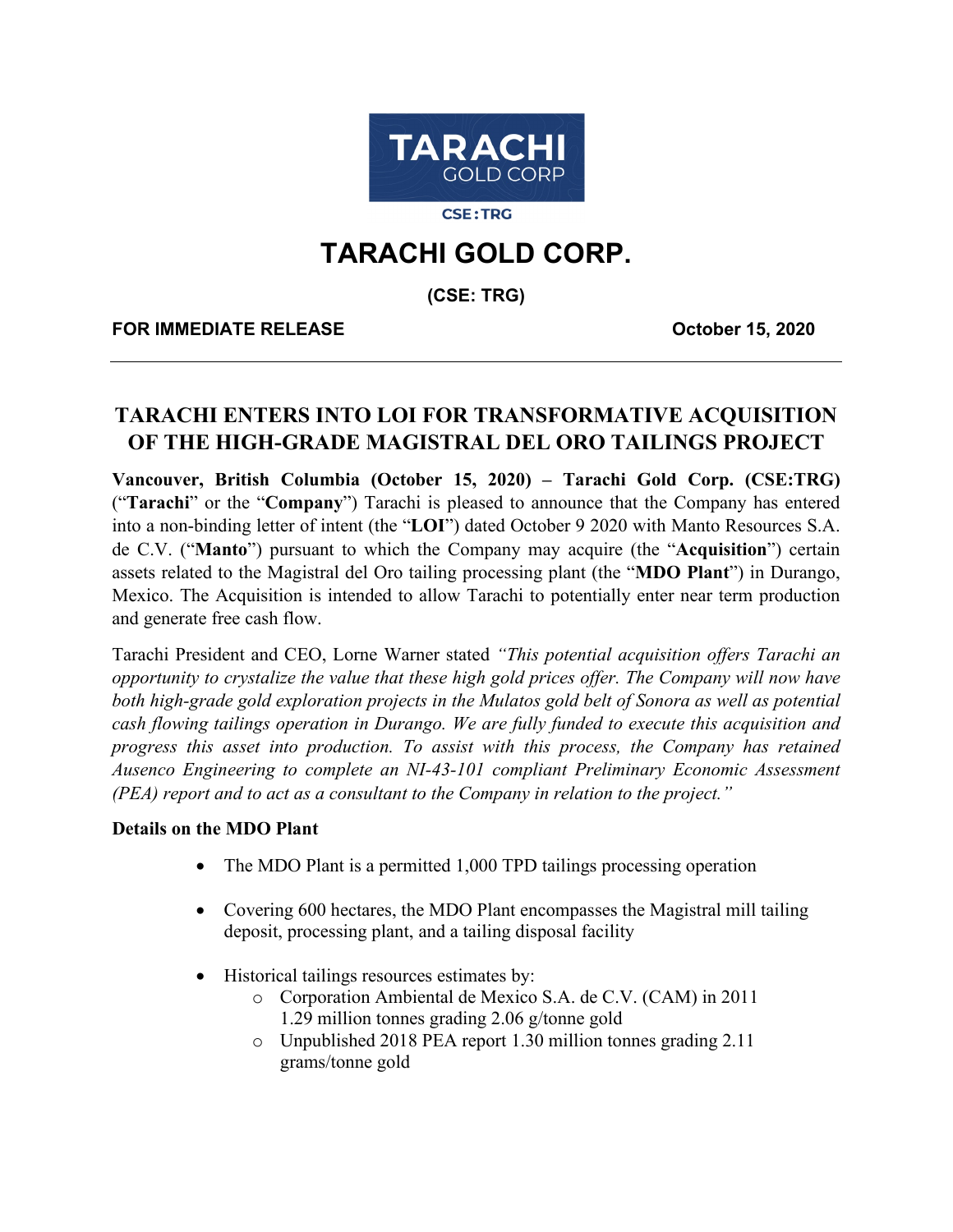**TARACHI GOLD CORP**

**CSE:TRG**

# TARACHI GOLD CORP.

**(CSE: TRG)**

**FOR IMMEDIATE RELEASE** **October 15, 2020**

---

## TARACHI ENTERS INTO LOI FOR TRANSFORMATIVE ACQUISITION OF THE HIGH-GRADE MAGISTRAL DEL ORO TAILINGS PROJECT

**Vancouver, British Columbia (October 15, 2020) – Tarachi Gold Corp. (CSE:TRG)** ("**Tarachi**" or the "**Company**") Tarachi is pleased to announce that the Company has entered into a non-binding letter of intent (the "**LOI**") dated October 9 2020 with Manto Resources S.A. de C.V. ("**Manto**") pursuant to which the Company may acquire (the "**Acquisition**") certain assets related to the Magistral del Oro tailing processing plant (the "**MDO Plant**") in Durango, Mexico. The Acquisition is intended to allow Tarachi to potentially enter near term production and generate free cash flow.

Tarachi President and CEO, Lorne Warner stated *"This potential acquisition offers Tarachi an opportunity to crystalize the value that these high gold prices offer. The Company will now have both high-grade gold exploration projects in the Mulatos gold belt of Sonora as well as potential cash flowing tailings operation in Durango. We are fully funded to execute this acquisition and progress this asset into production. To assist with this process, the Company has retained Ausenco Engineering to complete an NI-43-101 compliant Preliminary Economic Assessment (PEA) report and to act as a consultant to the Company in relation to the project."*

**Details on the MDO Plant**

- The MDO Plant is a permitted 1,000 TPD tailings processing operation
- Covering 600 hectares, the MDO Plant encompasses the Magistral mill tailing deposit, processing plant, and a tailing disposal facility
- Historical tailings resources estimates by:
  - Corporation Ambiental de Mexico S.A. de C.V. (CAM) in 2011 1.29 million tonnes grading 2.06 g/tonne gold
  - Unpublished 2018 PEA report 1.30 million tonnes grading 2.11 grams/tonne gold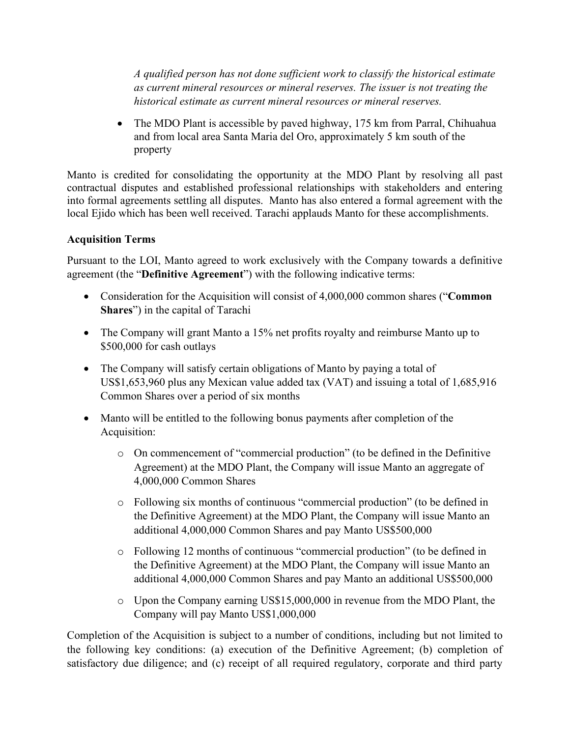*A qualified person has not done sufficient work to classify the historical estimate as current mineral resources or mineral reserves. The issuer is not treating the historical estimate as current mineral resources or mineral reserves.*

- The MDO Plant is accessible by paved highway, 175 km from Parral, Chihuahua and from local area Santa Maria del Oro, approximately 5 km south of the property

Manto is credited for consolidating the opportunity at the MDO Plant by resolving all past contractual disputes and established professional relationships with stakeholders and entering into formal agreements settling all disputes. Manto has also entered a formal agreement with the local Ejido which has been well received. Tarachi applauds Manto for these accomplishments.

**Acquisition Terms**

Pursuant to the LOI, Manto agreed to work exclusively with the Company towards a definitive agreement (the "**Definitive Agreement**") with the following indicative terms:

- Consideration for the Acquisition will consist of 4,000,000 common shares ("**Common Shares**") in the capital of Tarachi
- The Company will grant Manto a 15% net profits royalty and reimburse Manto up to $500,000 for cash outlays
- The Company will satisfy certain obligations of Manto by paying a total of US$1,653,960 plus any Mexican value added tax (VAT) and issuing a total of 1,685,916 Common Shares over a period of six months
- Manto will be entitled to the following bonus payments after completion of the Acquisition:
  - On commencement of "commercial production" (to be defined in the Definitive Agreement) at the MDO Plant, the Company will issue Manto an aggregate of 4,000,000 Common Shares
  - Following six months of continuous "commercial production" (to be defined in the Definitive Agreement) at the MDO Plant, the Company will issue Manto an additional 4,000,000 Common Shares and pay Manto US$500,000
  - Following 12 months of continuous "commercial production" (to be defined in the Definitive Agreement) at the MDO Plant, the Company will issue Manto an additional 4,000,000 Common Shares and pay Manto an additional US$500,000
  - Upon the Company earning US$15,000,000 in revenue from the MDO Plant, the Company will pay Manto US$1,000,000

Completion of the Acquisition is subject to a number of conditions, including but not limited to the following key conditions: (a) execution of the Definitive Agreement; (b) completion of satisfactory due diligence; and (c) receipt of all required regulatory, corporate and third party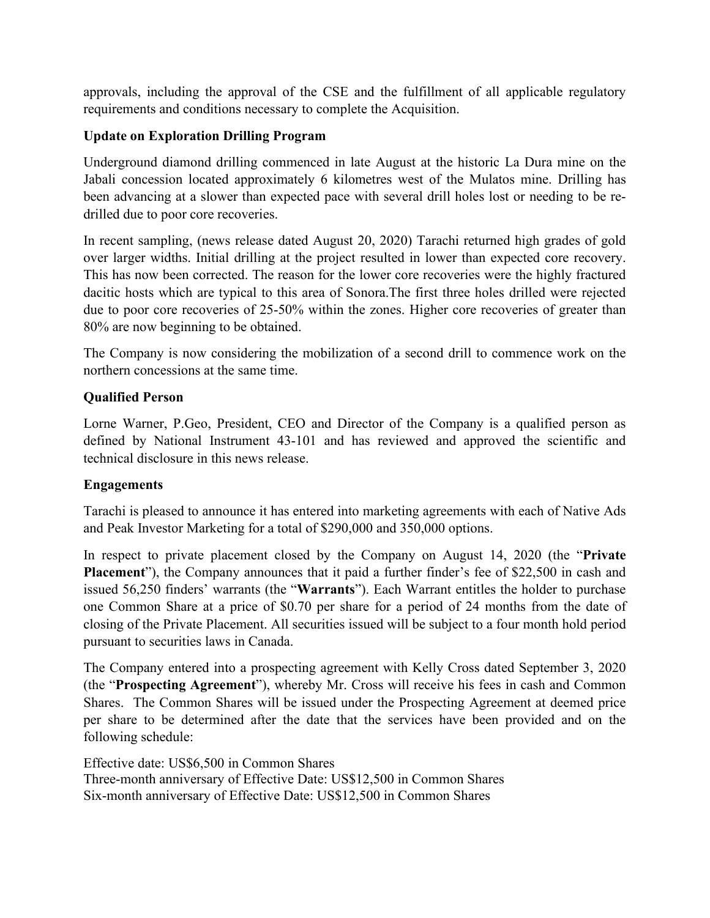approvals, including the approval of the CSE and the fulfillment of all applicable regulatory requirements and conditions necessary to complete the Acquisition.

**Update on Exploration Drilling Program**

Underground diamond drilling commenced in late August at the historic La Dura mine on the Jabali concession located approximately 6 kilometres west of the Mulatos mine. Drilling has been advancing at a slower than expected pace with several drill holes lost or needing to be re-drilled due to poor core recoveries.

In recent sampling, (news release dated August 20, 2020) Tarachi returned high grades of gold over larger widths. Initial drilling at the project resulted in lower than expected core recovery. This has now been corrected. The reason for the lower core recoveries were the highly fractured dacitic hosts which are typical to this area of Sonora.The first three holes drilled were rejected due to poor core recoveries of 25-50% within the zones. Higher core recoveries of greater than 80% are now beginning to be obtained.

The Company is now considering the mobilization of a second drill to commence work on the northern concessions at the same time.

**Qualified Person**

Lorne Warner, P.Geo, President, CEO and Director of the Company is a qualified person as defined by National Instrument 43-101 and has reviewed and approved the scientific and technical disclosure in this news release.

**Engagements**

Tarachi is pleased to announce it has entered into marketing agreements with each of Native Ads and Peak Investor Marketing for a total of $290,000 and 350,000 options.

In respect to private placement closed by the Company on August 14, 2020 (the "**Private Placement**"), the Company announces that it paid a further finder's fee of $22,500 in cash and issued 56,250 finders' warrants (the "**Warrants**"). Each Warrant entitles the holder to purchase one Common Share at a price of $0.70 per share for a period of 24 months from the date of closing of the Private Placement. All securities issued will be subject to a four month hold period pursuant to securities laws in Canada.

The Company entered into a prospecting agreement with Kelly Cross dated September 3, 2020 (the "**Prospecting Agreement**"), whereby Mr. Cross will receive his fees in cash and Common Shares. The Common Shares will be issued under the Prospecting Agreement at deemed price per share to be determined after the date that the services have been provided and on the following schedule:

Effective date: US$6,500 in Common Shares
Three-month anniversary of Effective Date: US$12,500 in Common Shares
Six-month anniversary of Effective Date: US$12,500 in Common Shares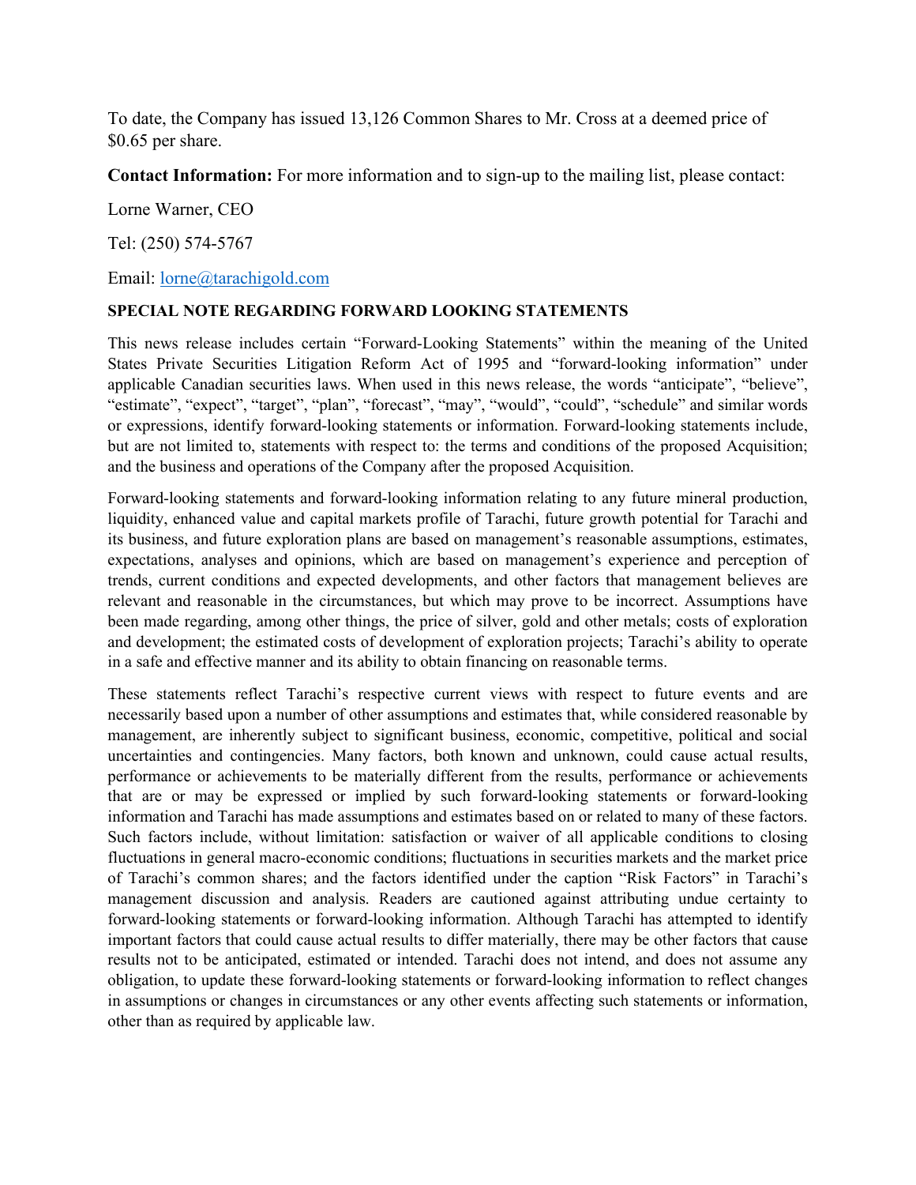To date, the Company has issued 13,126 Common Shares to Mr. Cross at a deemed price of $0.65 per share.

**Contact Information:** For more information and to sign-up to the mailing list, please contact:

Lorne Warner, CEO

Tel: (250) 574-5767

Email: lorne@tarachigold.com

**SPECIAL NOTE REGARDING FORWARD LOOKING STATEMENTS**

This news release includes certain "Forward-Looking Statements" within the meaning of the United States Private Securities Litigation Reform Act of 1995 and "forward-looking information" under applicable Canadian securities laws. When used in this news release, the words "anticipate", "believe", "estimate", "expect", "target", "plan", "forecast", "may", "would", "could", "schedule" and similar words or expressions, identify forward-looking statements or information. Forward-looking statements include, but are not limited to, statements with respect to: the terms and conditions of the proposed Acquisition; and the business and operations of the Company after the proposed Acquisition.

Forward-looking statements and forward-looking information relating to any future mineral production, liquidity, enhanced value and capital markets profile of Tarachi, future growth potential for Tarachi and its business, and future exploration plans are based on management's reasonable assumptions, estimates, expectations, analyses and opinions, which are based on management's experience and perception of trends, current conditions and expected developments, and other factors that management believes are relevant and reasonable in the circumstances, but which may prove to be incorrect. Assumptions have been made regarding, among other things, the price of silver, gold and other metals; costs of exploration and development; the estimated costs of development of exploration projects; Tarachi's ability to operate in a safe and effective manner and its ability to obtain financing on reasonable terms.

These statements reflect Tarachi's respective current views with respect to future events and are necessarily based upon a number of other assumptions and estimates that, while considered reasonable by management, are inherently subject to significant business, economic, competitive, political and social uncertainties and contingencies. Many factors, both known and unknown, could cause actual results, performance or achievements to be materially different from the results, performance or achievements that are or may be expressed or implied by such forward-looking statements or forward-looking information and Tarachi has made assumptions and estimates based on or related to many of these factors. Such factors include, without limitation: satisfaction or waiver of all applicable conditions to closing fluctuations in general macro-economic conditions; fluctuations in securities markets and the market price of Tarachi's common shares; and the factors identified under the caption "Risk Factors" in Tarachi's management discussion and analysis. Readers are cautioned against attributing undue certainty to forward-looking statements or forward-looking information. Although Tarachi has attempted to identify important factors that could cause actual results to differ materially, there may be other factors that cause results not to be anticipated, estimated or intended. Tarachi does not intend, and does not assume any obligation, to update these forward-looking statements or forward-looking information to reflect changes in assumptions or changes in circumstances or any other events affecting such statements or information, other than as required by applicable law.